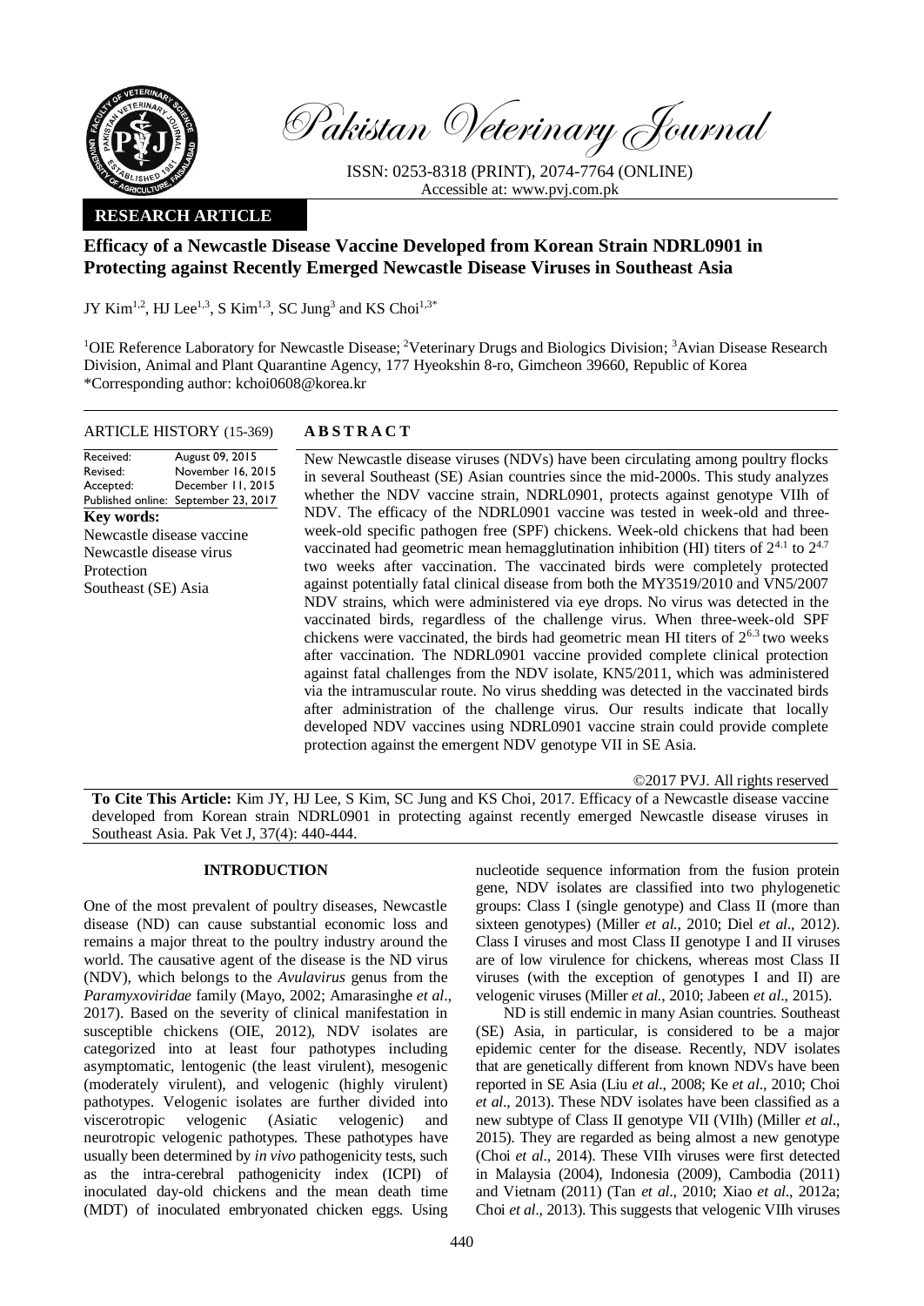Pakistan Veterinary Journal

ISSN: 0253-8318 (PRINT), 2074-7764 (ONLINE)
Accessible at: www.pvj.com.pk

**RESEARCH ARTICLE**

# Efficacy of a Newcastle Disease Vaccine Developed from Korean Strain NDRL0901 in Protecting against Recently Emerged Newcastle Disease Viruses in Southeast Asia

JY Kim[1,2], HJ Lee[1,3], S Kim[1,3], SC Jung[3] and KS Choi[1,3*]

[1]OIE Reference Laboratory for Newcastle Disease; [2]Veterinary Drugs and Biologics Division; [3]Avian Disease Research Division, Animal and Plant Quarantine Agency, 177 Hyeokshin 8-ro, Gimcheon 39660, Republic of Korea
*Corresponding author: kchoi0608@korea.kr

ARTICLE HISTORY (15-369)

| | |
|---|---|
| Received: | August 09, 2015 |
| Revised: | November 16, 2015 |
| Accepted: | December 11, 2015 |
| Published online: | September 23, 2017 |

**Key words:**
Newcastle disease vaccine
Newcastle disease virus
Protection
Southeast (SE) Asia

**ABSTRACT**

New Newcastle disease viruses (NDVs) have been circulating among poultry flocks in several Southeast (SE) Asian countries since the mid-2000s. This study analyzes whether the NDV vaccine strain, NDRL0901, protects against genotype VIIh of NDV. The efficacy of the NDRL0901 vaccine was tested in week-old and three-week-old specific pathogen free (SPF) chickens. Week-old chickens that had been vaccinated had geometric mean hemagglutination inhibition (HI) titers of $2^{4.1}$ to $2^{4.7}$ two weeks after vaccination. The vaccinated birds were completely protected against potentially fatal clinical disease from both the MY3519/2010 and VN5/2007 NDV strains, which were administered via eye drops. No virus was detected in the vaccinated birds, regardless of the challenge virus. When three-week-old SPF chickens were vaccinated, the birds had geometric mean HI titers of $2^{6.3}$ two weeks after vaccination. The NDRL0901 vaccine provided complete clinical protection against fatal challenges from the NDV isolate, KN5/2011, which was administered via the intramuscular route. No virus shedding was detected in the vaccinated birds after administration of the challenge virus. Our results indicate that locally developed NDV vaccines using NDRL0901 vaccine strain could provide complete protection against the emergent NDV genotype VII in SE Asia.

©2017 PVJ. All rights reserved

**To Cite This Article:** Kim JY, HJ Lee, S Kim, SC Jung and KS Choi, 2017. Efficacy of a Newcastle disease vaccine developed from Korean strain NDRL0901 in protecting against recently emerged Newcastle disease viruses in Southeast Asia. Pak Vet J, 37(4): 440-444.

## INTRODUCTION

One of the most prevalent of poultry diseases, Newcastle disease (ND) can cause substantial economic loss and remains a major threat to the poultry industry around the world. The causative agent of the disease is the ND virus (NDV), which belongs to the *Avulavirus* genus from the *Paramyxoviridae* family (Mayo, 2002; Amarasinghe *et al*., 2017). Based on the severity of clinical manifestation in susceptible chickens (OIE, 2012), NDV isolates are categorized into at least four pathotypes including asymptomatic, lentogenic (the least virulent), mesogenic (moderately virulent), and velogenic (highly virulent) pathotypes. Velogenic isolates are further divided into viscerotropic velogenic (Asiatic velogenic) and neurotropic velogenic pathotypes. These pathotypes have usually been determined by *in vivo* pathogenicity tests, such as the intra-cerebral pathogenicity index (ICPI) of inoculated day-old chickens and the mean death time (MDT) of inoculated embryonated chicken eggs. Using nucleotide sequence information from the fusion protein gene, NDV isolates are classified into two phylogenetic groups: Class I (single genotype) and Class II (more than sixteen genotypes) (Miller *et al*., 2010; Diel *et al*., 2012). Class I viruses and most Class II genotype I and II viruses are of low virulence for chickens, whereas most Class II viruses (with the exception of genotypes I and II) are velogenic viruses (Miller *et al*., 2010; Jabeen *et al*., 2015).

ND is still endemic in many Asian countries. Southeast (SE) Asia, in particular, is considered to be a major epidemic center for the disease. Recently, NDV isolates that are genetically different from known NDVs have been reported in SE Asia (Liu *et al*., 2008; Ke *et al*., 2010; Choi *et al*., 2013). These NDV isolates have been classified as a new subtype of Class II genotype VII (VIIh) (Miller *et al*., 2015). They are regarded as being almost a new genotype (Choi *et al*., 2014). These VIIh viruses were first detected in Malaysia (2004), Indonesia (2009), Cambodia (2011) and Vietnam (2011) (Tan *et al*., 2010; Xiao *et al*., 2012a; Choi *et al*., 2013). This suggests that velogenic VIIh viruses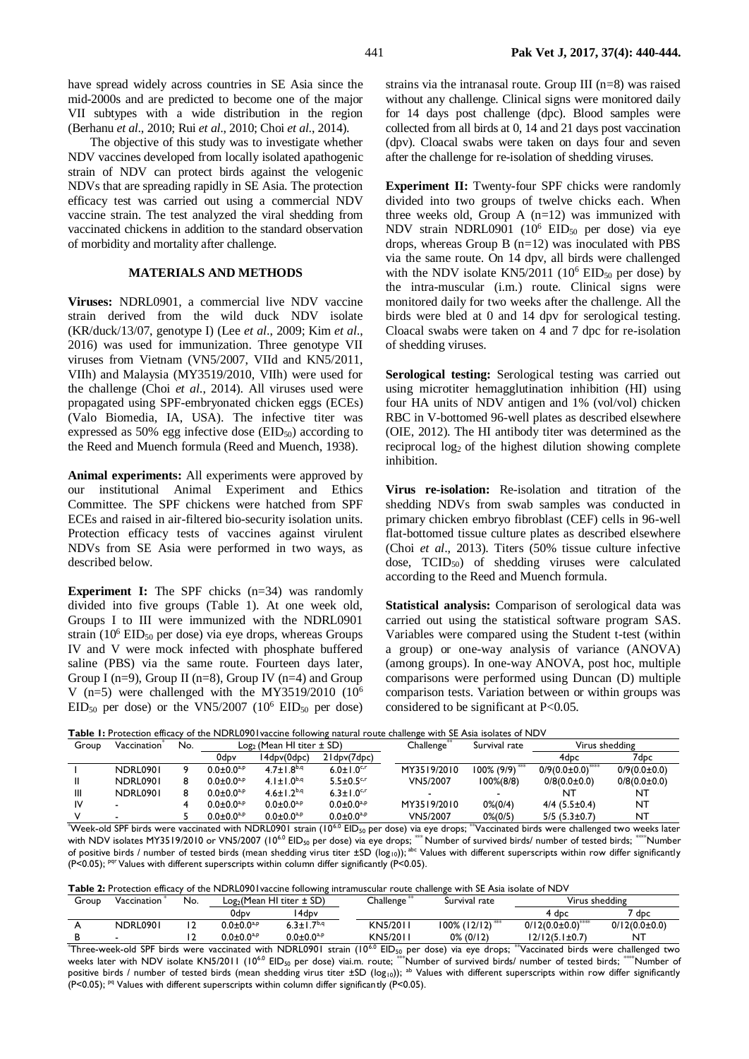have spread widely across countries in SE Asia since the mid-2000s and are predicted to become one of the major VII subtypes with a wide distribution in the region (Berhanu *et al*., 2010; Rui *et al*., 2010; Choi *et al*., 2014).

The objective of this study was to investigate whether NDV vaccines developed from locally isolated apathogenic strain of NDV can protect birds against the velogenic NDVs that are spreading rapidly in SE Asia. The protection efficacy test was carried out using a commercial NDV vaccine strain. The test analyzed the viral shedding from vaccinated chickens in addition to the standard observation of morbidity and mortality after challenge.

## MATERIALS AND METHODS

**Viruses:** NDRL0901, a commercial live NDV vaccine strain derived from the wild duck NDV isolate (KR/duck/13/07, genotype I) (Lee *et al*., 2009; Kim *et al*., 2016) was used for immunization. Three genotype VII viruses from Vietnam (VN5/2007, VIId and KN5/2011, VIIh) and Malaysia (MY3519/2010, VIIh) were used for the challenge (Choi *et al*., 2014). All viruses used were propagated using SPF-embryonated chicken eggs (ECEs) (Valo Biomedia, IA, USA). The infective titer was expressed as 50% egg infective dose ($EID_{50}$) according to the Reed and Muench formula (Reed and Muench, 1938).

**Animal experiments:** All experiments were approved by our institutional Animal Experiment and Ethics Committee. The SPF chickens were hatched from SPF ECEs and raised in air-filtered bio-security isolation units. Protection efficacy tests of vaccines against virulent NDVs from SE Asia were performed in two ways, as described below.

**Experiment I:** The SPF chicks (n=34) was randomly divided into five groups (Table 1). At one week old, Groups I to III were immunized with the NDRL0901 strain ($10^6$ $EID_{50}$ per dose) via eye drops, whereas Groups IV and V were mock infected with phosphate buffered saline (PBS) via the same route. Fourteen days later, Group I (n=9), Group II (n=8), Group IV (n=4) and Group V (n=5) were challenged with the MY3519/2010 ($10^6$ $EID_{50}$ per dose) or the VN5/2007 ($10^6$ $EID_{50}$ per dose) strains via the intranasal route. Group III (n=8) was raised without any challenge. Clinical signs were monitored daily for 14 days post challenge (dpc). Blood samples were collected from all birds at 0, 14 and 21 days post vaccination (dpv). Cloacal swabs were taken on days four and seven after the challenge for re-isolation of shedding viruses.

**Experiment II:** Twenty-four SPF chicks were randomly divided into two groups of twelve chicks each. When three weeks old, Group A (n=12) was immunized with NDV strain NDRL0901 ($10^6$ $EID_{50}$ per dose) via eye drops, whereas Group B (n=12) was inoculated with PBS via the same route. On 14 dpv, all birds were challenged with the NDV isolate KN5/2011 ($10^6$ $EID_{50}$ per dose) by the intra-muscular (i.m.) route. Clinical signs were monitored daily for two weeks after the challenge. All the birds were bled at 0 and 14 dpv for serological testing. Cloacal swabs were taken on 4 and 7 dpc for re-isolation of shedding viruses.

**Serological testing:** Serological testing was carried out using microtiter hemagglutination inhibition (HI) using four HA units of NDV antigen and 1% (vol/vol) chicken RBC in V-bottomed 96-well plates as described elsewhere (OIE, 2012). The HI antibody titer was determined as the reciprocal $\log_2$ of the highest dilution showing complete inhibition.

**Virus re-isolation:** Re-isolation and titration of the shedding NDVs from swab samples was conducted in primary chicken embryo fibroblast (CEF) cells in 96-well flat-bottomed tissue culture plates as described elsewhere (Choi *et al*., 2013). Titers (50% tissue culture infective dose, $TCID_{50}$) of shedding viruses were calculated according to the Reed and Muench formula.

**Statistical analysis:** Comparison of serological data was carried out using the statistical software program SAS. Variables were compared using the Student t-test (within a group) or one-way analysis of variance (ANOVA) (among groups). In one-way ANOVA, post hoc, multiple comparisons were performed using Duncan (D) multiple comparison tests. Variation between or within groups was considered to be significant at P<0.05.

**Table 1:** Protection efficacy of the NDRL0901vaccine following natural route challenge with SE Asia isolates of NDV

| Group | Vaccination* | No. | $\log_2$ (Mean HI titer ± SD) | | | Challenge** | Survival rate | Virus shedding | |
|---|---|---|---|---|---|---|---|---|---|
| | | | 0dpv | 14dpv(0dpc) | 21dpv(7dpc) | | | 4dpc | 7dpc |
| I | NDRL0901 | 9 | $0.0±0.0^{a,p}$ | $4.7±1.8^{b,q}$ | $6.0±1.0^{c,r}$ | MY3519/2010 | 100% (9/9)*** | 0/9(0.0±0.0)**** | 0/9(0.0±0.0) |
| II | NDRL0901 | 8 | $0.0±0.0^{a,p}$ | $4.1±1.0^{b,q}$ | $5.5±0.5^{c,r}$ | VN5/2007 | 100%(8/8) | 0/8(0.0±0.0) | 0/8(0.0±0.0) |
| III | NDRL0901 | 8 | $0.0±0.0^{a,p}$ | $4.6±1.2^{b,q}$ | $6.3±1.0^{c,r}$ | - | - | NT | NT |
| IV | - | 4 | $0.0±0.0^{a,p}$ | $0.0±0.0^{a,p}$ | $0.0±0.0^{a,p}$ | MY3519/2010 | 0%(0/4) | 4/4 (5.5±0.4) | NT |
| V | - | 5 | $0.0±0.0^{a,p}$ | $0.0±0.0^{a,p}$ | $0.0±0.0^{a,p}$ | VN5/2007 | 0%(0/5) | 5/5 (5.3±0.7) | NT |

*Week-old SPF birds were vaccinated with NDRL0901 strain ($10^{6.0}$ $EID_{50}$ per dose) via eye drops; **Vaccinated birds were challenged two weeks later with NDV isolates MY3519/2010 or VN5/2007 ($10^{6.0}$ $EID_{50}$ per dose) via eye drops; *** Number of survived birds/ number of tested birds; ****Number of positive birds / number of tested birds (mean shedding virus titer ±SD ($\log_{10}$)); [abc] Values with different superscripts within row differ significantly (P<0.05); [pqr] Values with different superscripts within column differ significantly (P<0.05).

**Table 2:** Protection efficacy of the NDRL0901vaccine following intramuscular route challenge with SE Asia isolate of NDV

| Group | Vaccination* | No. | $\log_2$(Mean HI titer ± SD) | | Challenge** | Survival rate | Virus shedding | |
|---|---|---|---|---|---|---|---|---|
| | | | 0dpv | 14dpv | | | 4 dpc | 7 dpc |
| A | NDRL0901 | 12 | $0.0±0.0^{a,p}$ | $6.3±1.7^{b,q}$ | KN5/2011 | 100% (12/12)*** | 0/12(0.0±0.0)**** | 0/12(0.0±0.0) |
| B | - | 12 | $0.0±0.0^{a,p}$ | $0.0±0.0^{a,p}$ | KN5/2011 | 0% (0/12) | 12/12(5.1±0.7) | NT |

*Three-week-old SPF birds were vaccinated with NDRL0901 strain ($10^{6.0}$ $EID_{50}$ per dose) via eye drops; **Vaccinated birds were challenged two weeks later with NDV isolate KN5/2011 ($10^{6.0}$ $EID_{50}$ per dose) viai.m. route; ***Number of survived birds/ number of tested birds; ****Number of positive birds / number of tested birds (mean shedding virus titer ±SD ($\log_{10}$)); [ab] Values with different superscripts within row differ significantly (P<0.05); [pq] Values with different superscripts within column differ significantly (P<0.05).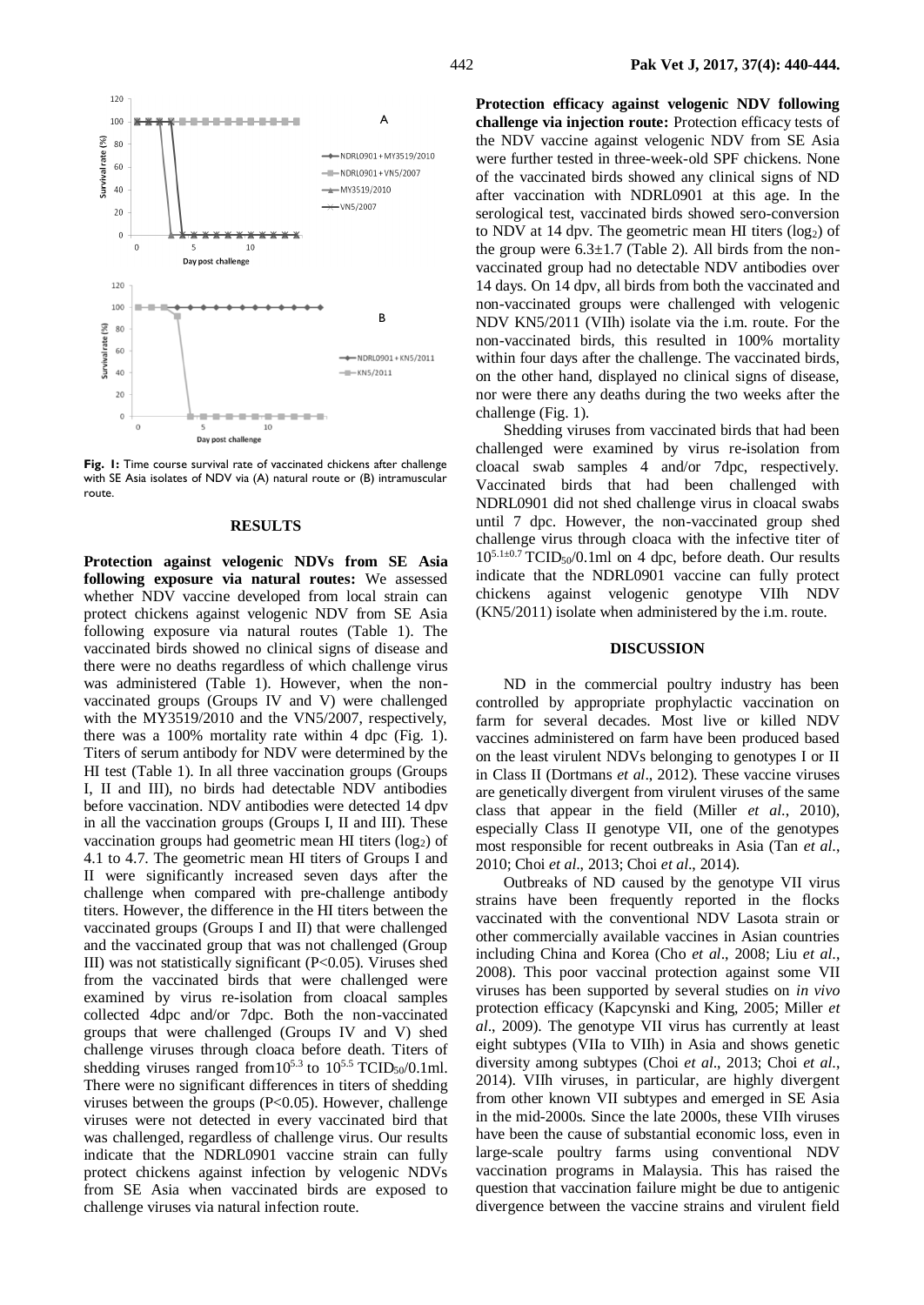Fig. 1: Time course survival rate of vaccinated chickens after challenge with SE Asia isolates of NDV via (A) natural route or (B) intramuscular route.

## RESULTS

**Protection against velogenic NDVs from SE Asia following exposure via natural routes:** We assessed whether NDV vaccine developed from local strain can protect chickens against velogenic NDV from SE Asia following exposure via natural routes (Table 1). The vaccinated birds showed no clinical signs of disease and there were no deaths regardless of which challenge virus was administered (Table 1). However, when the non-vaccinated groups (Groups IV and V) were challenged with the MY3519/2010 and the VN5/2007, respectively, there was a 100% mortality rate within 4 dpc (Fig. 1). Titers of serum antibody for NDV were determined by the HI test (Table 1). In all three vaccination groups (Groups I, II and III), no birds had detectable NDV antibodies before vaccination. NDV antibodies were detected 14 dpv in all the vaccination groups (Groups I, II and III). These vaccination groups had geometric mean HI titers ($log_2$) of 4.1 to 4.7. The geometric mean HI titers of Groups I and II were significantly increased seven days after the challenge when compared with pre-challenge antibody titers. However, the difference in the HI titers between the vaccinated groups (Groups I and II) that were challenged and the vaccinated group that was not challenged (Group III) was not statistically significant ($P<0.05$). Viruses shed from the vaccinated birds that were challenged were examined by virus re-isolation from cloacal samples collected 4dpc and/or 7dpc. Both the non-vaccinated groups that were challenged (Groups IV and V) shed challenge viruses through cloaca before death. Titers of shedding viruses ranged from$10^{5.3}$ to $10^{5.5}$ $TCID_{50}$/0.1ml. There were no significant differences in titers of shedding viruses between the groups ($P<0.05$). However, challenge viruses were not detected in every vaccinated bird that was challenged, regardless of challenge virus. Our results indicate that the NDRL0901 vaccine strain can fully protect chickens against infection by velogenic NDVs from SE Asia when vaccinated birds are exposed to challenge viruses via natural infection route.

**Protection efficacy against velogenic NDV following challenge via injection route:** Protection efficacy tests of the NDV vaccine against velogenic NDV from SE Asia were further tested in three-week-old SPF chickens. None of the vaccinated birds showed any clinical signs of ND after vaccination with NDRL0901 at this age. In the serological test, vaccinated birds showed sero-conversion to NDV at 14 dpv. The geometric mean HI titers ($log_2$) of the group were $6.3\pm1.7$ (Table 2). All birds from the non-vaccinated group had no detectable NDV antibodies over 14 days. On 14 dpv, all birds from both the vaccinated and non-vaccinated groups were challenged with velogenic NDV KN5/2011 (VIIh) isolate via the i.m. route. For the non-vaccinated birds, this resulted in 100% mortality within four days after the challenge. The vaccinated birds, on the other hand, displayed no clinical signs of disease, nor were there any deaths during the two weeks after the challenge (Fig. 1).

Shedding viruses from vaccinated birds that had been challenged were examined by virus re-isolation from cloacal swab samples 4 and/or 7dpc, respectively. Vaccinated birds that had been challenged with NDRL0901 did not shed challenge virus in cloacal swabs until 7 dpc. However, the non-vaccinated group shed challenge virus through cloaca with the infective titer of $10^{5.1\pm0.7}$ $TCID_{50}$/0.1ml on 4 dpc, before death. Our results indicate that the NDRL0901 vaccine can fully protect chickens against velogenic genotype VIIh NDV (KN5/2011) isolate when administered by the i.m. route.

## DISCUSSION

ND in the commercial poultry industry has been controlled by appropriate prophylactic vaccination on farm for several decades. Most live or killed NDV vaccines administered on farm have been produced based on the least virulent NDVs belonging to genotypes I or II in Class II (Dortmans *et al*., 2012). These vaccine viruses are genetically divergent from virulent viruses of the same class that appear in the field (Miller *et al.*, 2010), especially Class II genotype VII, one of the genotypes most responsible for recent outbreaks in Asia (Tan *et al.*, 2010; Choi *et al*., 2013; Choi *et al*., 2014).

Outbreaks of ND caused by the genotype VII virus strains have been frequently reported in the flocks vaccinated with the conventional NDV Lasota strain or other commercially available vaccines in Asian countries including China and Korea (Cho *et al*., 2008; Liu *et al.*, 2008). This poor vaccinal protection against some VII viruses has been supported by several studies on *in vivo* protection efficacy (Kapcynski and King, 2005; Miller *et al*., 2009). The genotype VII virus has currently at least eight subtypes (VIIa to VIIh) in Asia and shows genetic diversity among subtypes (Choi *et al*., 2013; Choi *et al.*, 2014). VIIh viruses, in particular, are highly divergent from other known VII subtypes and emerged in SE Asia in the mid-2000s. Since the late 2000s, these VIIh viruses have been the cause of substantial economic loss, even in large-scale poultry farms using conventional NDV vaccination programs in Malaysia. This has raised the question that vaccination failure might be due to antigenic divergence between the vaccine strains and virulent field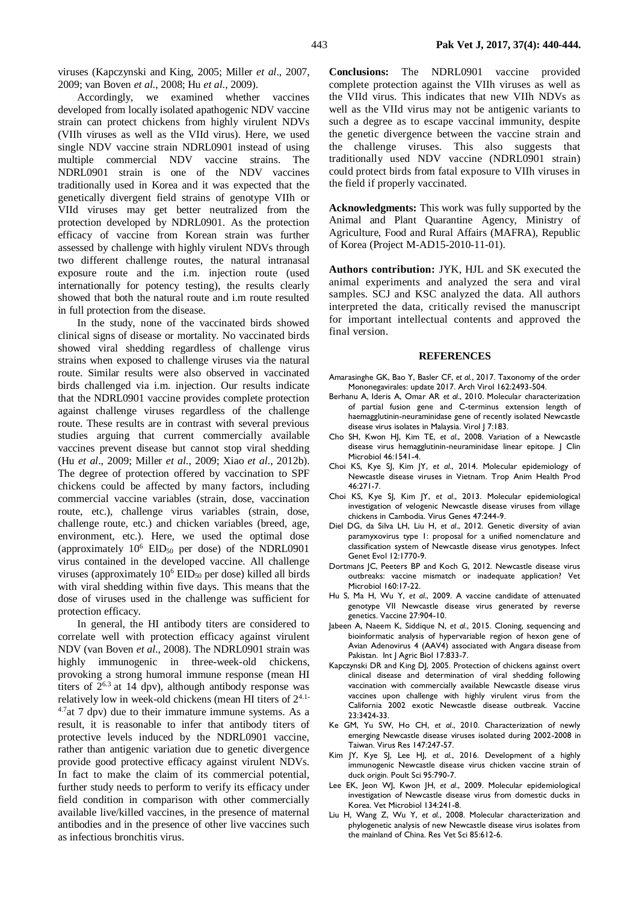viruses (Kapczynski and King, 2005; Miller *et al*., 2007, 2009; van Boven *et al*., 2008; Hu *et al*., 2009).

Accordingly, we examined whether vaccines developed from locally isolated apathogenic NDV vaccine strain can protect chickens from highly virulent NDVs (VIIh viruses as well as the VIId virus). Here, we used single NDV vaccine strain NDRL0901 instead of using multiple commercial NDV vaccine strains. The NDRL0901 strain is one of the NDV vaccines traditionally used in Korea and it was expected that the genetically divergent field strains of genotype VIIh or VIId viruses may get better neutralized from the protection developed by NDRL0901. As the protection efficacy of vaccine from Korean strain was further assessed by challenge with highly virulent NDVs through two different challenge routes, the natural intranasal exposure route and the i.m. injection route (used internationally for potency testing), the results clearly showed that both the natural route and i.m route resulted in full protection from the disease.

In the study, none of the vaccinated birds showed clinical signs of disease or mortality. No vaccinated birds showed viral shedding regardless of challenge virus strains when exposed to challenge viruses via the natural route. Similar results were also observed in vaccinated birds challenged via i.m. injection. Our results indicate that the NDRL0901 vaccine provides complete protection against challenge viruses regardless of the challenge route. These results are in contrast with several previous studies arguing that current commercially available vaccines prevent disease but cannot stop viral shedding (Hu *et al*., 2009; Miller *et al*., 2009; Xiao *et al*., 2012b). The degree of protection offered by vaccination to SPF chickens could be affected by many factors, including commercial vaccine variables (strain, dose, vaccination route, etc.), challenge virus variables (strain, dose, challenge route, etc.) and chicken variables (breed, age, environment, etc.). Here, we used the optimal dose (approximately $10^6$ $EID_{50}$ per dose) of the NDRL0901 virus contained in the developed vaccine. All challenge viruses (approximately $10^6$ $EID_{50}$ per dose) killed all birds with viral shedding within five days. This means that the dose of viruses used in the challenge was sufficient for protection efficacy.

In general, the HI antibody titers are considered to correlate well with protection efficacy against virulent NDV (van Boven *et al*., 2008). The NDRL0901 strain was highly immunogenic in three-week-old chickens, provoking a strong humoral immune response (mean HI titers of $2^{6.3}$ at 14 dpv), although antibody response was relatively low in week-old chickens (mean HI titers of $2^{4.1-4.7}$at 7 dpv) due to their immature immune systems. As a result, it is reasonable to infer that antibody titers of protective levels induced by the NDRL0901 vaccine, rather than antigenic variation due to genetic divergence provide good protective efficacy against virulent NDVs. In fact to make the claim of its commercial potential, further study needs to perform to verify its efficacy under field condition in comparison with other commercially available live/killed vaccines, in the presence of maternal antibodies and in the presence of other live vaccines such as infectious bronchitis virus.

**Conclusions:** The NDRL0901 vaccine provided complete protection against the VIIh viruses as well as the VIId virus. This indicates that new VIIh NDVs as well as the VIId virus may not be antigenic variants to such a degree as to escape vaccinal immunity, despite the genetic divergence between the vaccine strain and the challenge viruses. This also suggests that traditionally used NDV vaccine (NDRL0901 strain) could protect birds from fatal exposure to VIIh viruses in the field if properly vaccinated.

**Acknowledgments:** This work was fully supported by the Animal and Plant Quarantine Agency, Ministry of Agriculture, Food and Rural Affairs (MAFRA), Republic of Korea (Project M-AD15-2010-11-01).

**Authors contribution:** JYK, HJL and SK executed the animal experiments and analyzed the sera and viral samples. SCJ and KSC analyzed the data. All authors interpreted the data, critically revised the manuscript for important intellectual contents and approved the final version.

## REFERENCES

Amarasinghe GK, Bao Y, Basler CF, *et al*., 2017. Taxonomy of the order Mononegavirales: update 2017. Arch Virol 162:2493-504.

Berhanu A, Ideris A, Omar AR *et al*., 2010. Molecular characterization of partial fusion gene and C-terminus extension length of haemagglutinin-neuraminidase gene of recently isolated Newcastle disease virus isolates in Malaysia. Virol J 7:183.

Cho SH, Kwon HJ, Kim TE, *et al*., 2008. Variation of a Newcastle disease virus hemagglutinin-neuraminidase linear epitope. J Clin Microbiol 46:1541-4.

Choi KS, Kye SJ, Kim JY, *et al*., 2014. Molecular epidemiology of Newcastle disease viruses in Vietnam. Trop Anim Health Prod 46:271-7.

Choi KS, Kye SJ, Kim JY, *et al*., 2013. Molecular epidemiological investigation of velogenic Newcastle disease viruses from village chickens in Cambodia. Virus Genes 47:244-9.

Diel DG, da Silva LH, Liu H, *et al*., 2012. Genetic diversity of avian paramyxovirus type 1: proposal for a unified nomenclature and classification system of Newcastle disease virus genotypes. Infect Genet Evol 12:1770-9.

Dortmans JC, Peeters BP and Koch G, 2012. Newcastle disease virus outbreaks: vaccine mismatch or inadequate application? Vet Microbiol 160:17-22.

Hu S, Ma H, Wu Y, *et al*., 2009. A vaccine candidate of attenuated genotype VII Newcastle disease virus generated by reverse genetics. Vaccine 27:904-10.

Jabeen A, Naeem K, Siddique N, *et al*., 2015. Cloning, sequencing and bioinformatic analysis of hypervariable region of hexon gene of Avian Adenovirus 4 (AAV4) associated with Angara disease from Pakistan. Int J Agric Biol 17:833-7.

Kapczynski DR and King DJ, 2005. Protection of chickens against overt clinical disease and determination of viral shedding following vaccination with commercially available Newcastle disease virus vaccines upon challenge with highly virulent virus from the California 2002 exotic Newcastle disease outbreak. Vaccine 23:3424-33.

Ke GM, Yu SW, Ho CH, *et al*., 2010. Characterization of newly emerging Newcastle disease viruses isolated during 2002-2008 in Taiwan. Virus Res 147:247-57.

Kim JY, Kye SJ, Lee HJ, *et al*., 2016. Development of a highly immunogenic Newcastle disease virus chicken vaccine strain of duck origin. Poult Sci 95:790-7.

Lee EK, Jeon WJ, Kwon JH, *et al*., 2009. Molecular epidemiological investigation of Newcastle disease virus from domestic ducks in Korea. Vet Microbiol 134:241-8.

Liu H, Wang Z, Wu Y, *et al*., 2008. Molecular characterization and phylogenetic analysis of new Newcastle disease virus isolates from the mainland of China. Res Vet Sci 85:612-6.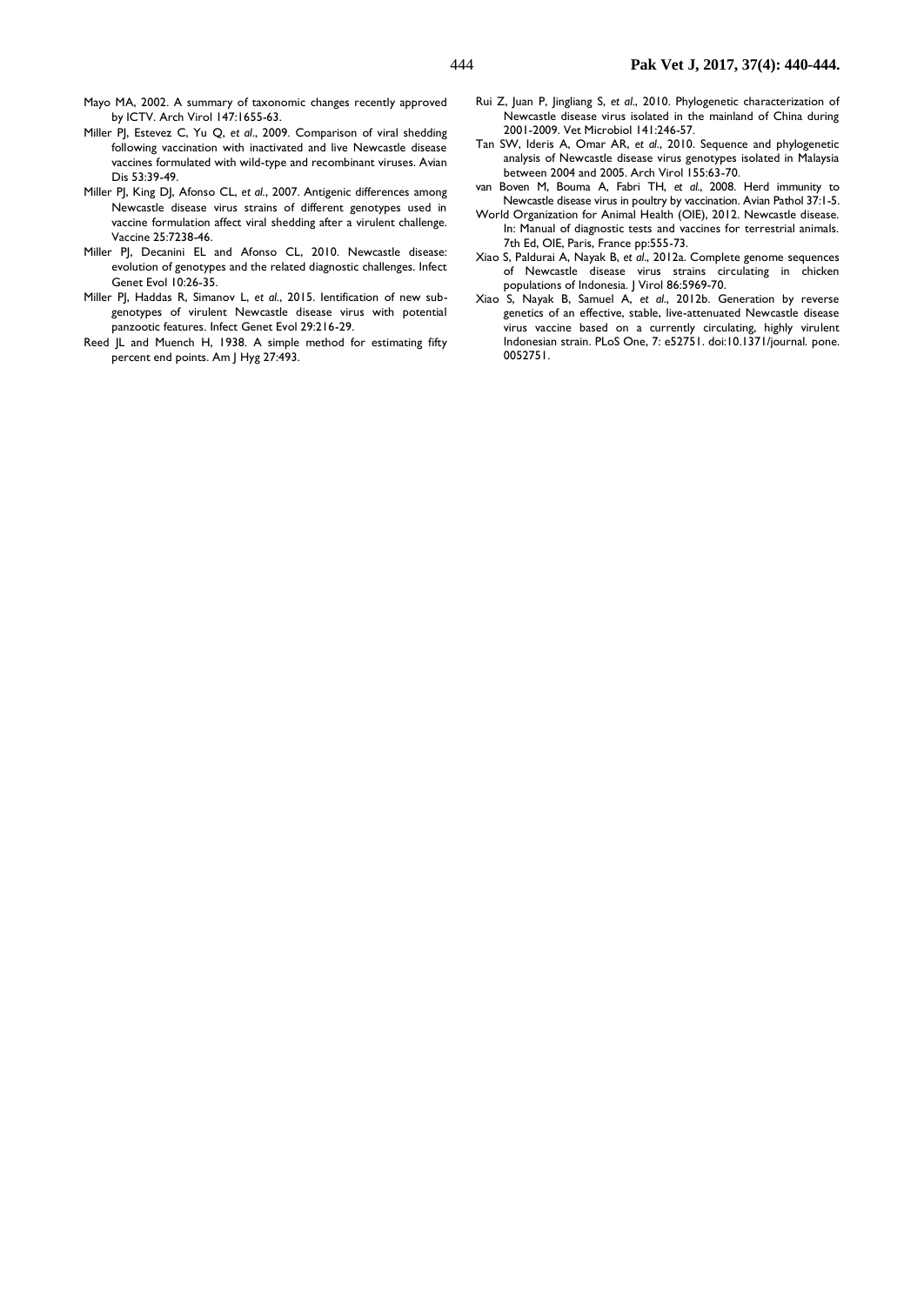Mayo MA, 2002. A summary of taxonomic changes recently approved by ICTV. Arch Virol 147:1655-63.

Miller PJ, Estevez C, Yu Q, *et al*., 2009. Comparison of viral shedding following vaccination with inactivated and live Newcastle disease vaccines formulated with wild-type and recombinant viruses. Avian Dis 53:39-49.

Miller PJ, King DJ, Afonso CL, *et al*., 2007. Antigenic differences among Newcastle disease virus strains of different genotypes used in vaccine formulation affect viral shedding after a virulent challenge. Vaccine 25:7238-46.

Miller PJ, Decanini EL and Afonso CL, 2010. Newcastle disease: evolution of genotypes and the related diagnostic challenges. Infect Genet Evol 10:26-35.

Miller PJ, Haddas R, Simanov L, *et al*., 2015. Ientification of new sub-genotypes of virulent Newcastle disease virus with potential panzootic features. Infect Genet Evol 29:216-29.

Reed JL and Muench H, 1938. A simple method for estimating fifty percent end points. Am J Hyg 27:493.

Rui Z, Juan P, Jingliang S, *et al*., 2010. Phylogenetic characterization of Newcastle disease virus isolated in the mainland of China during 2001-2009. Vet Microbiol 141:246-57.

Tan SW, Ideris A, Omar AR, *et al*., 2010. Sequence and phylogenetic analysis of Newcastle disease virus genotypes isolated in Malaysia between 2004 and 2005. Arch Virol 155:63-70.

van Boven M, Bouma A, Fabri TH, *et al*., 2008. Herd immunity to Newcastle disease virus in poultry by vaccination. Avian Pathol 37:1-5.

World Organization for Animal Health (OIE), 2012. Newcastle disease. In: Manual of diagnostic tests and vaccines for terrestrial animals. 7th Ed, OIE, Paris, France pp:555-73.

Xiao S, Paldurai A, Nayak B, *et al*., 2012a. Complete genome sequences of Newcastle disease virus strains circulating in chicken populations of Indonesia. J Virol 86:5969-70.

Xiao S, Nayak B, Samuel A, *et al*., 2012b. Generation by reverse genetics of an effective, stable, live-attenuated Newcastle disease virus vaccine based on a currently circulating, highly virulent Indonesian strain. PLoS One, 7: e52751. doi:10.1371/journal. pone. 0052751.